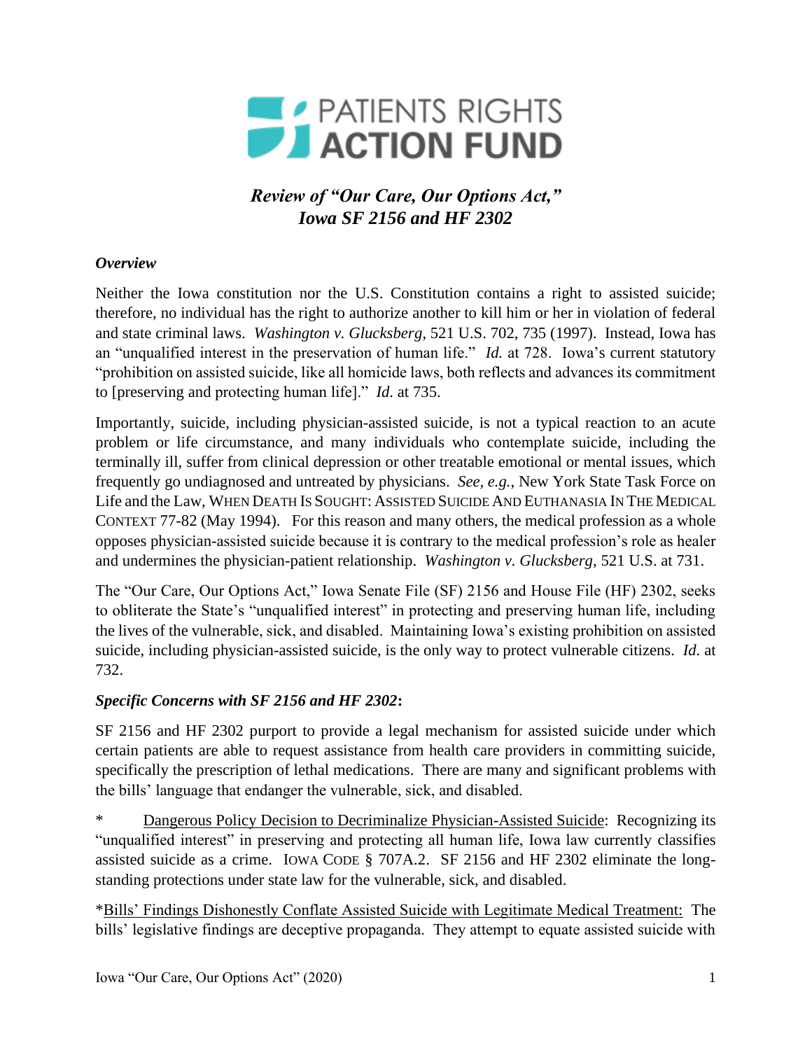PATIENTS RIGHTS
ACTION FUND

## *Review of "Our Care, Our Options Act," Iowa SF 2156 and HF 2302*

### *Overview*

Neither the Iowa constitution nor the U.S. Constitution contains a right to assisted suicide; therefore, no individual has the right to authorize another to kill him or her in violation of federal and state criminal laws. *Washington v. Glucksberg*, 521 U.S. 702, 735 (1997). Instead, Iowa has an "unqualified interest in the preservation of human life." *Id.* at 728. Iowa's current statutory "prohibition on assisted suicide, like all homicide laws, both reflects and advances its commitment to [preserving and protecting human life]." *Id.* at 735.

Importantly, suicide, including physician-assisted suicide, is not a typical reaction to an acute problem or life circumstance, and many individuals who contemplate suicide, including the terminally ill, suffer from clinical depression or other treatable emotional or mental issues, which frequently go undiagnosed and untreated by physicians. *See, e.g.*, New York State Task Force on Life and the Law, WHEN DEATH IS SOUGHT: ASSISTED SUICIDE AND EUTHANASIA IN THE MEDICAL CONTEXT 77-82 (May 1994). For this reason and many others, the medical profession as a whole opposes physician-assisted suicide because it is contrary to the medical profession's role as healer and undermines the physician-patient relationship. *Washington v. Glucksberg,* 521 U.S. at 731.

The "Our Care, Our Options Act," Iowa Senate File (SF) 2156 and House File (HF) 2302, seeks to obliterate the State's "unqualified interest" in protecting and preserving human life, including the lives of the vulnerable, sick, and disabled. Maintaining Iowa's existing prohibition on assisted suicide, including physician-assisted suicide, is the only way to protect vulnerable citizens. *Id.* at 732.

### *Specific Concerns with SF 2156 and HF 2302*:

SF 2156 and HF 2302 purport to provide a legal mechanism for assisted suicide under which certain patients are able to request assistance from health care providers in committing suicide, specifically the prescription of lethal medications. There are many and significant problems with the bills' language that endanger the vulnerable, sick, and disabled.

\* <u>Dangerous Policy Decision to Decriminalize Physician-Assisted Suicide</u>: Recognizing its "unqualified interest" in preserving and protecting all human life, Iowa law currently classifies assisted suicide as a crime. IOWA CODE § 707A.2. SF 2156 and HF 2302 eliminate the long-standing protections under state law for the vulnerable, sick, and disabled.

\*<u>Bills' Findings Dishonestly Conflate Assisted Suicide with Legitimate Medical Treatment:</u> The bills' legislative findings are deceptive propaganda. They attempt to equate assisted suicide with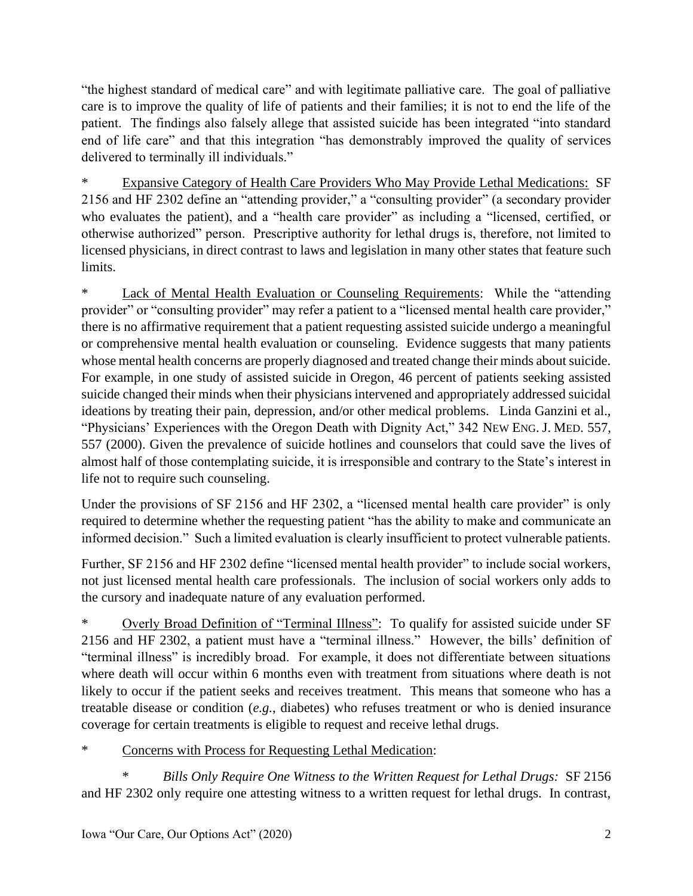"the highest standard of medical care" and with legitimate palliative care. The goal of palliative care is to improve the quality of life of patients and their families; it is not to end the life of the patient. The findings also falsely allege that assisted suicide has been integrated "into standard end of life care" and that this integration "has demonstrably improved the quality of services delivered to terminally ill individuals."

* <u>Expansive Category of Health Care Providers Who May Provide Lethal Medications:</u> SF 2156 and HF 2302 define an "attending provider," a "consulting provider" (a secondary provider who evaluates the patient), and a "health care provider" as including a "licensed, certified, or otherwise authorized" person. Prescriptive authority for lethal drugs is, therefore, not limited to licensed physicians, in direct contrast to laws and legislation in many other states that feature such limits.

* <u>Lack of Mental Health Evaluation or Counseling Requirements</u>: While the "attending provider" or "consulting provider" may refer a patient to a "licensed mental health care provider," there is no affirmative requirement that a patient requesting assisted suicide undergo a meaningful or comprehensive mental health evaluation or counseling. Evidence suggests that many patients whose mental health concerns are properly diagnosed and treated change their minds about suicide. For example, in one study of assisted suicide in Oregon, 46 percent of patients seeking assisted suicide changed their minds when their physicians intervened and appropriately addressed suicidal ideations by treating their pain, depression, and/or other medical problems. Linda Ganzini et al., "Physicians' Experiences with the Oregon Death with Dignity Act," 342 NEW ENG. J. MED. 557, 557 (2000). Given the prevalence of suicide hotlines and counselors that could save the lives of almost half of those contemplating suicide, it is irresponsible and contrary to the State's interest in life not to require such counseling.

Under the provisions of SF 2156 and HF 2302, a "licensed mental health care provider" is only required to determine whether the requesting patient "has the ability to make and communicate an informed decision." Such a limited evaluation is clearly insufficient to protect vulnerable patients.

Further, SF 2156 and HF 2302 define "licensed mental health provider" to include social workers, not just licensed mental health care professionals. The inclusion of social workers only adds to the cursory and inadequate nature of any evaluation performed.

* <u>Overly Broad Definition of "Terminal Illness"</u>: To qualify for assisted suicide under SF 2156 and HF 2302, a patient must have a "terminal illness." However, the bills' definition of "terminal illness" is incredibly broad. For example, it does not differentiate between situations where death will occur within 6 months even with treatment from situations where death is not likely to occur if the patient seeks and receives treatment. This means that someone who has a treatable disease or condition (*e.g.*, diabetes) who refuses treatment or who is denied insurance coverage for certain treatments is eligible to request and receive lethal drugs.

* <u>Concerns with Process for Requesting Lethal Medication</u>:

  * *Bills Only Require One Witness to the Written Request for Lethal Drugs:* SF 2156 and HF 2302 only require one attesting witness to a written request for lethal drugs. In contrast,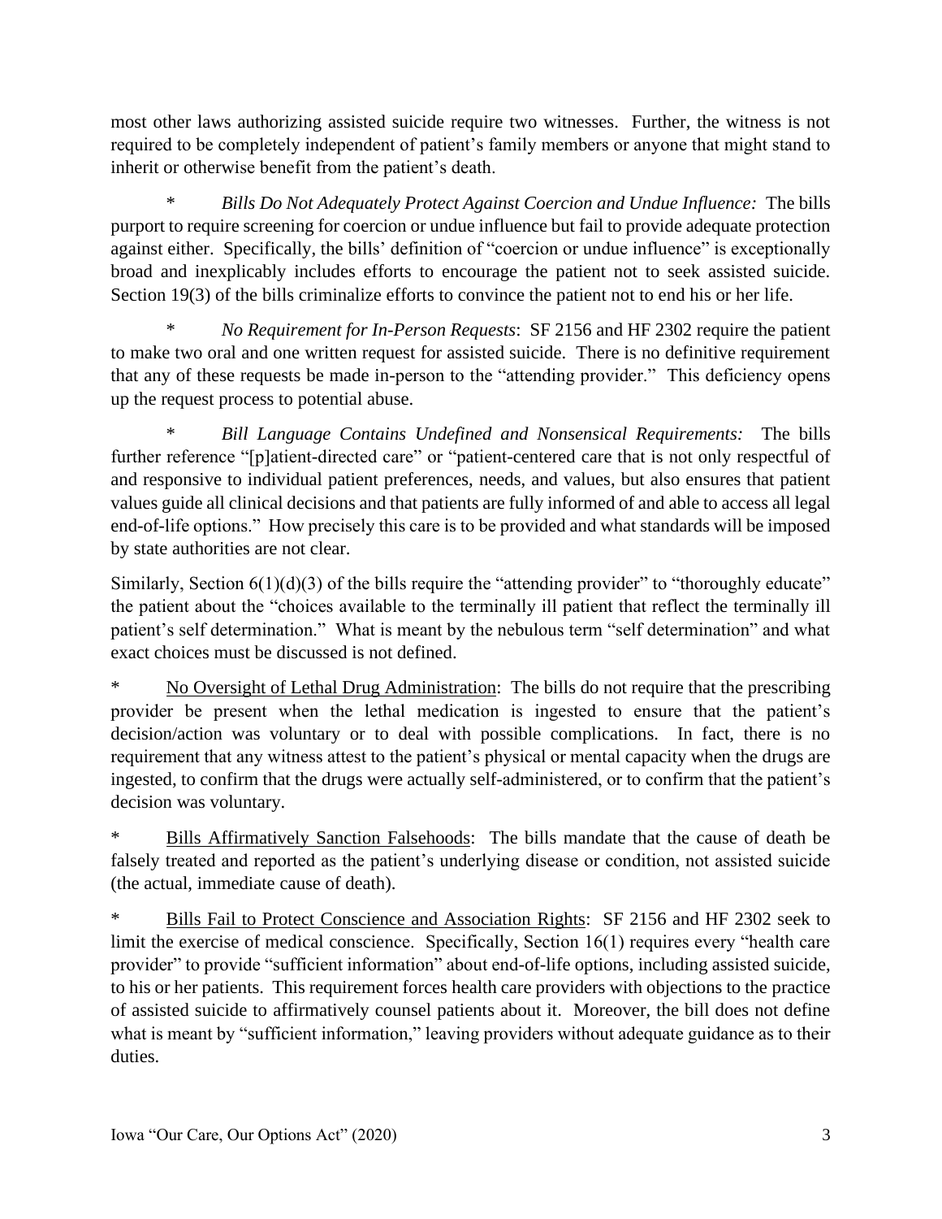most other laws authorizing assisted suicide require two witnesses. Further, the witness is not required to be completely independent of patient's family members or anyone that might stand to inherit or otherwise benefit from the patient's death.

* *Bills Do Not Adequately Protect Against Coercion and Undue Influence:* The bills purport to require screening for coercion or undue influence but fail to provide adequate protection against either. Specifically, the bills' definition of "coercion or undue influence" is exceptionally broad and inexplicably includes efforts to encourage the patient not to seek assisted suicide. Section 19(3) of the bills criminalize efforts to convince the patient not to end his or her life.

* *No Requirement for In-Person Requests*: SF 2156 and HF 2302 require the patient to make two oral and one written request for assisted suicide. There is no definitive requirement that any of these requests be made in-person to the "attending provider." This deficiency opens up the request process to potential abuse.

* *Bill Language Contains Undefined and Nonsensical Requirements:* The bills further reference "[p]atient-directed care" or "patient-centered care that is not only respectful of and responsive to individual patient preferences, needs, and values, but also ensures that patient values guide all clinical decisions and that patients are fully informed of and able to access all legal end-of-life options." How precisely this care is to be provided and what standards will be imposed by state authorities are not clear.

Similarly, Section 6(1)(d)(3) of the bills require the "attending provider" to "thoroughly educate" the patient about the "choices available to the terminally ill patient that reflect the terminally ill patient's self determination." What is meant by the nebulous term "self determination" and what exact choices must be discussed is not defined.

* <u>No Oversight of Lethal Drug Administration</u>: The bills do not require that the prescribing provider be present when the lethal medication is ingested to ensure that the patient's decision/action was voluntary or to deal with possible complications. In fact, there is no requirement that any witness attest to the patient's physical or mental capacity when the drugs are ingested, to confirm that the drugs were actually self-administered, or to confirm that the patient's decision was voluntary.

* <u>Bills Affirmatively Sanction Falsehoods</u>: The bills mandate that the cause of death be falsely treated and reported as the patient's underlying disease or condition, not assisted suicide (the actual, immediate cause of death).

* <u>Bills Fail to Protect Conscience and Association Rights</u>: SF 2156 and HF 2302 seek to limit the exercise of medical conscience. Specifically, Section 16(1) requires every "health care provider" to provide "sufficient information" about end-of-life options, including assisted suicide, to his or her patients. This requirement forces health care providers with objections to the practice of assisted suicide to affirmatively counsel patients about it. Moreover, the bill does not define what is meant by "sufficient information," leaving providers without adequate guidance as to their duties.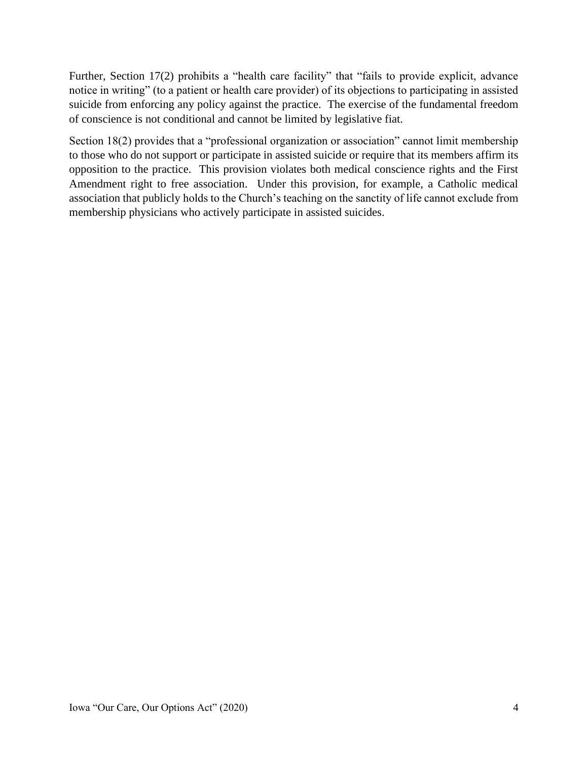Further, Section 17(2) prohibits a "health care facility" that "fails to provide explicit, advance notice in writing" (to a patient or health care provider) of its objections to participating in assisted suicide from enforcing any policy against the practice. The exercise of the fundamental freedom of conscience is not conditional and cannot be limited by legislative fiat.

Section 18(2) provides that a "professional organization or association" cannot limit membership to those who do not support or participate in assisted suicide or require that its members affirm its opposition to the practice. This provision violates both medical conscience rights and the First Amendment right to free association. Under this provision, for example, a Catholic medical association that publicly holds to the Church's teaching on the sanctity of life cannot exclude from membership physicians who actively participate in assisted suicides.